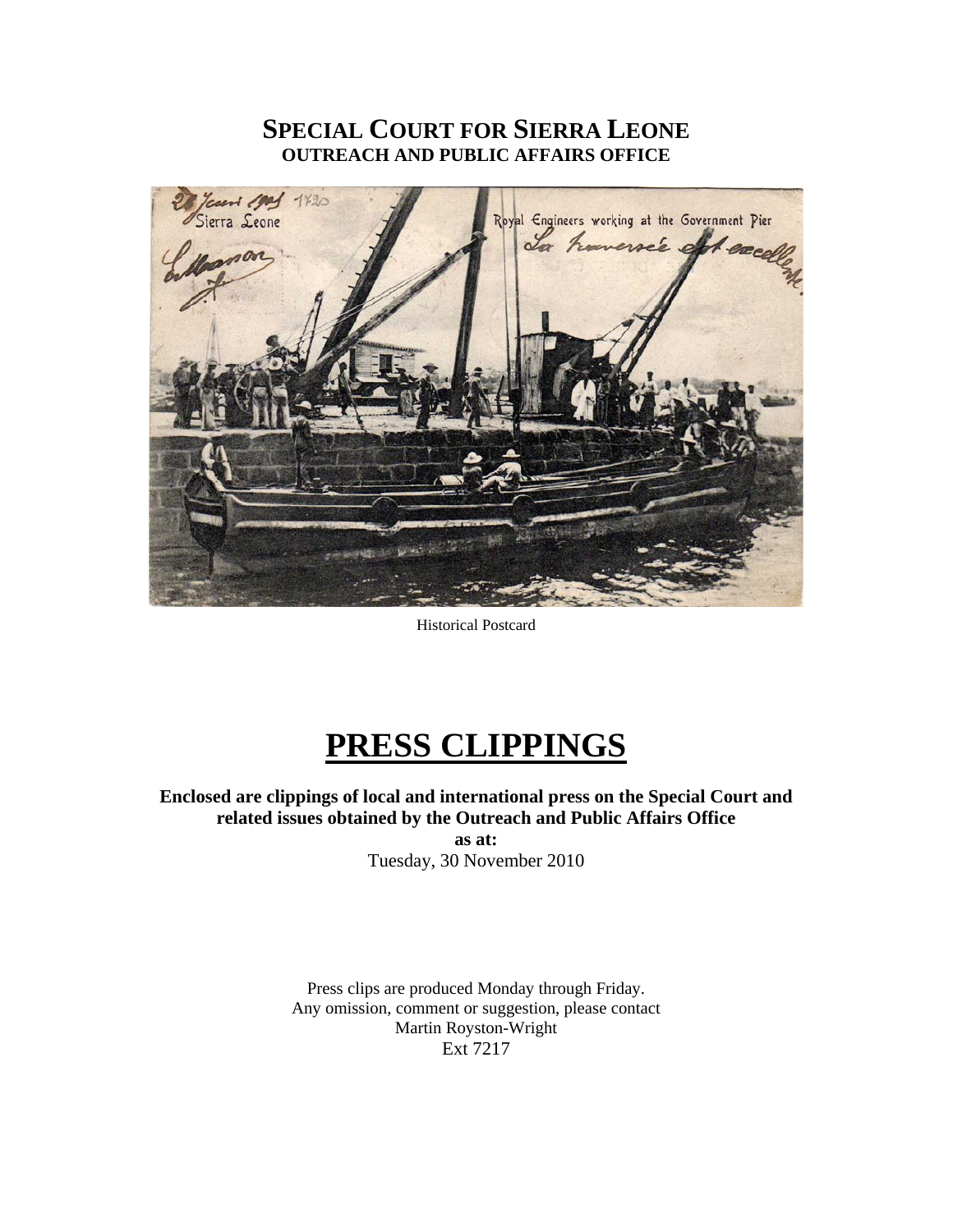# SPECIAL COURT FOR SIERRA LEONE
## OUTREACH AND PUBLIC AFFAIRS OFFICE

Historical Postcard

# PRESS CLIPPINGS

**Enclosed are clippings of local and international press on the Special Court and related issues obtained by the Outreach and Public Affairs Office**

**as at:**

Tuesday, 30 November 2010

Press clips are produced Monday through Friday.
Any omission, comment or suggestion, please contact
Martin Royston-Wright
Ext 7217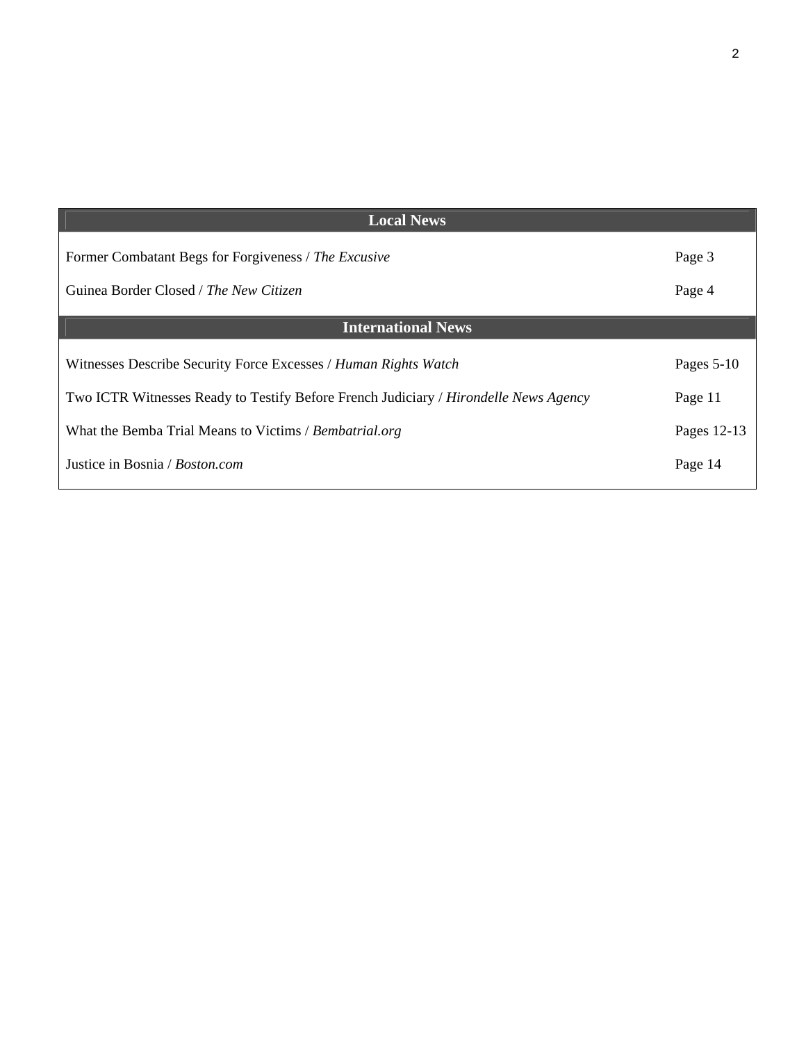| Local News | |
|---|---|
| Former Combatant Begs for Forgiveness / *The Excusive* | Page 3 |
| Guinea Border Closed / *The New Citizen* | Page 4 |
| **International News** | |
| Witnesses Describe Security Force Excesses / *Human Rights Watch* | Pages 5-10 |
| Two ICTR Witnesses Ready to Testify Before French Judiciary / *Hirondelle News Agency* | Page 11 |
| What the Bemba Trial Means to Victims / *Bembatrial.org* | Pages 12-13 |
| Justice in Bosnia / *Boston.com* | Page 14 |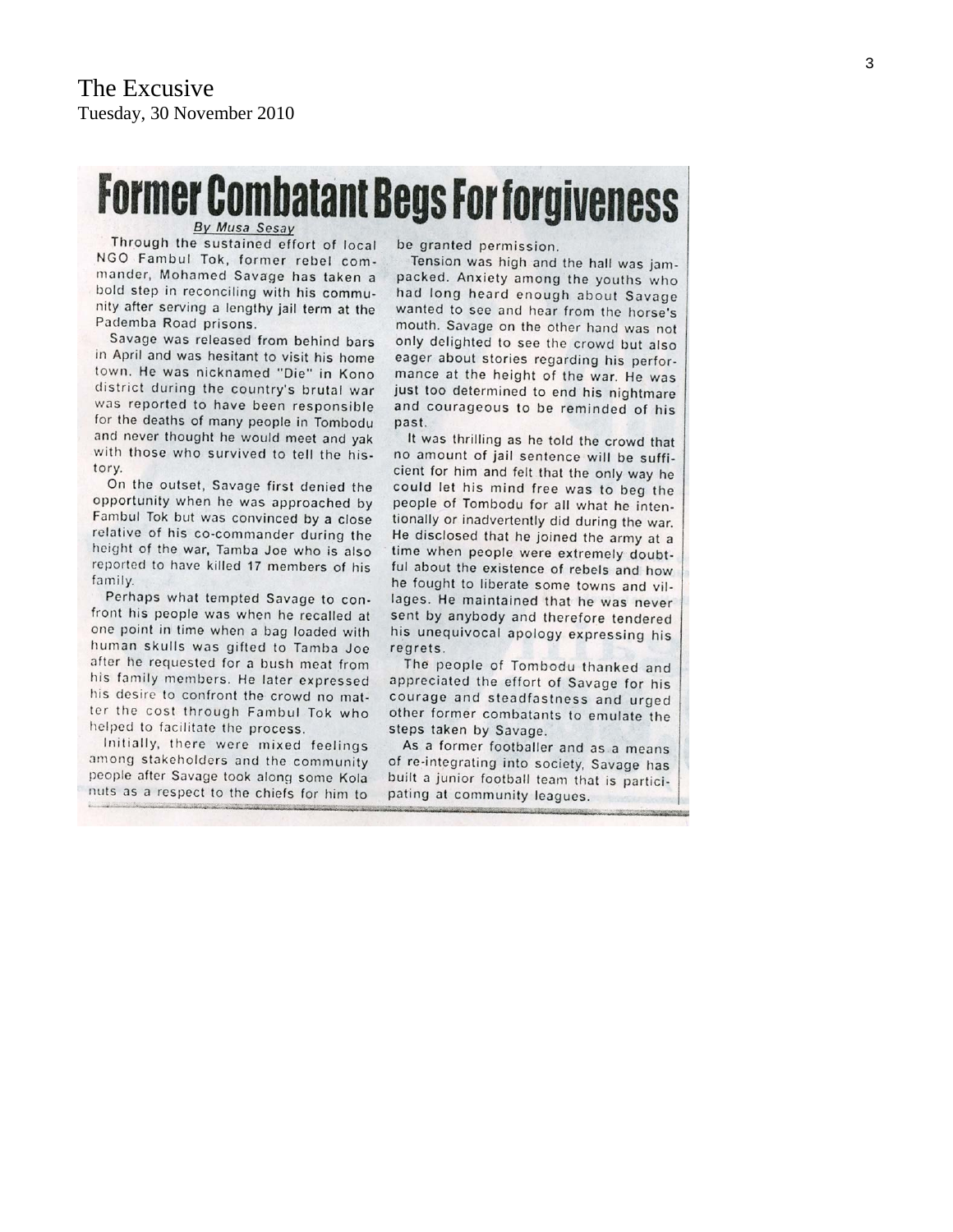The Excusive
Tuesday, 30 November 2010

# Former Combatant Begs For forgiveness

*By Musa Sesay*

Through the sustained effort of local NGO Fambul Tok, former rebel commander, Mohamed Savage has taken a bold step in reconciling with his community after serving a lengthy jail term at the Pademba Road prisons.

Savage was released from behind bars in April and was hesitant to visit his home town. He was nicknamed "Die" in Kono district during the country's brutal war was reported to have been responsible for the deaths of many people in Tombodu and never thought he would meet and yak with those who survived to tell the history.

On the outset, Savage first denied the opportunity when he was approached by Fambul Tok but was convinced by a close relative of his co-commander during the height of the war, Tamba Joe who is also reported to have killed 17 members of his family.

Perhaps what tempted Savage to confront his people was when he recalled at one point in time when a bag loaded with human skulls was gifted to Tamba Joe after he requested for a bush meat from his family members. He later expressed his desire to confront the crowd no matter the cost through Fambul Tok who helped to facilitate the process.

Initially, there were mixed feelings among stakeholders and the community people after Savage took along some Kola nuts as a respect to the chiefs for him to be granted permission.

Tension was high and the hall was jam-packed. Anxiety among the youths who had long heard enough about Savage wanted to see and hear from the horse's mouth. Savage on the other hand was not only delighted to see the crowd but also eager about stories regarding his performance at the height of the war. He was just too determined to end his nightmare and courageous to be reminded of his past.

It was thrilling as he told the crowd that no amount of jail sentence will be sufficient for him and felt that the only way he could let his mind free was to beg the people of Tombodu for all what he intentionally or inadvertently did during the war. He disclosed that he joined the army at a time when people were extremely doubtful about the existence of rebels and how he fought to liberate some towns and villages. He maintained that he was never sent by anybody and therefore tendered his unequivocal apology expressing his regrets.

The people of Tombodu thanked and appreciated the effort of Savage for his courage and steadfastness and urged other former combatants to emulate the steps taken by Savage.

As a former footballer and as a means of re-integrating into society, Savage has built a junior football team that is participating at community leagues.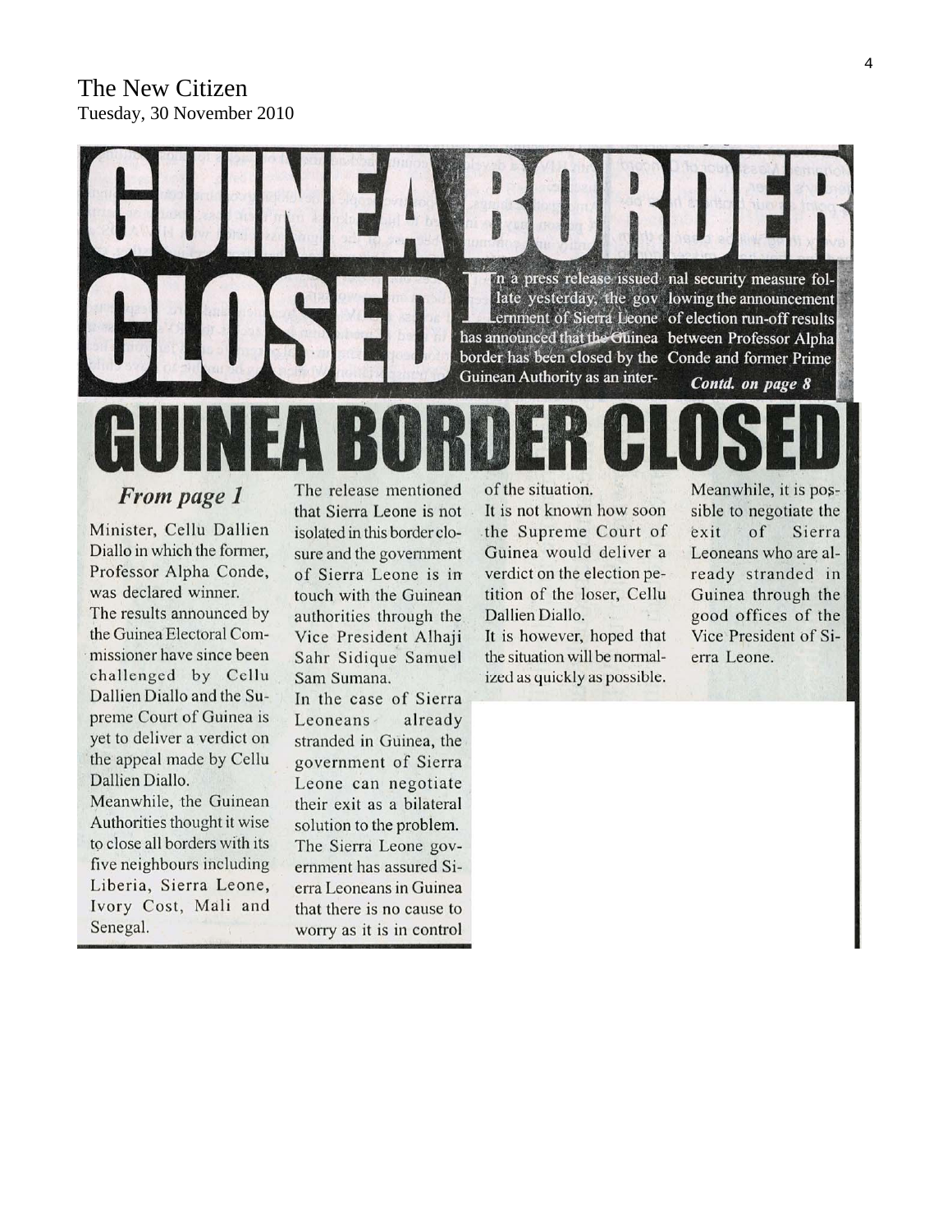The New Citizen
Tuesday, 30 November 2010

# GUINEA BORDER CLOSED

In a press release issued late yesterday, the government of Sierra Leone has announced that the Guinea border has been closed by the Guinean Authority as an internal security measure following the announcement of election run-off results between Professor Alpha Conde and former Prime

***Contd. on page 8***

# GUINEA BORDER CLOSED

***From page 1***

Minister, Cellu Dallien Diallo in which the former, Professor Alpha Conde, was declared winner.

The results announced by the Guinea Electoral Commissioner have since been challenged by Cellu Dallien Diallo and the Supreme Court of Guinea is yet to deliver a verdict on the appeal made by Cellu Dallien Diallo.

Meanwhile, the Guinean Authorities thought it wise to close all borders with its five neighbours including Liberia, Sierra Leone, Ivory Cost, Mali and Senegal.

The release mentioned that Sierra Leone is not isolated in this border closure and the government of Sierra Leone is in touch with the Guinean authorities through the Vice President Alhaji Sahr Sidique Samuel Sam Sumana.

In the case of Sierra Leoneans already stranded in Guinea, the government of Sierra Leone can negotiate their exit as a bilateral solution to the problem.

The Sierra Leone government has assured Sierra Leoneans in Guinea that there is no cause to worry as it is in control of the situation.

It is not known how soon the Supreme Court of Guinea would deliver a verdict on the election petition of the loser, Cellu Dallien Diallo.

It is however, hoped that the situation will be normalized as quickly as possible.

Meanwhile, it is possible to negotiate the exit of Sierra Leoneans who are already stranded in Guinea through the good offices of the Vice President of Sierra Leone.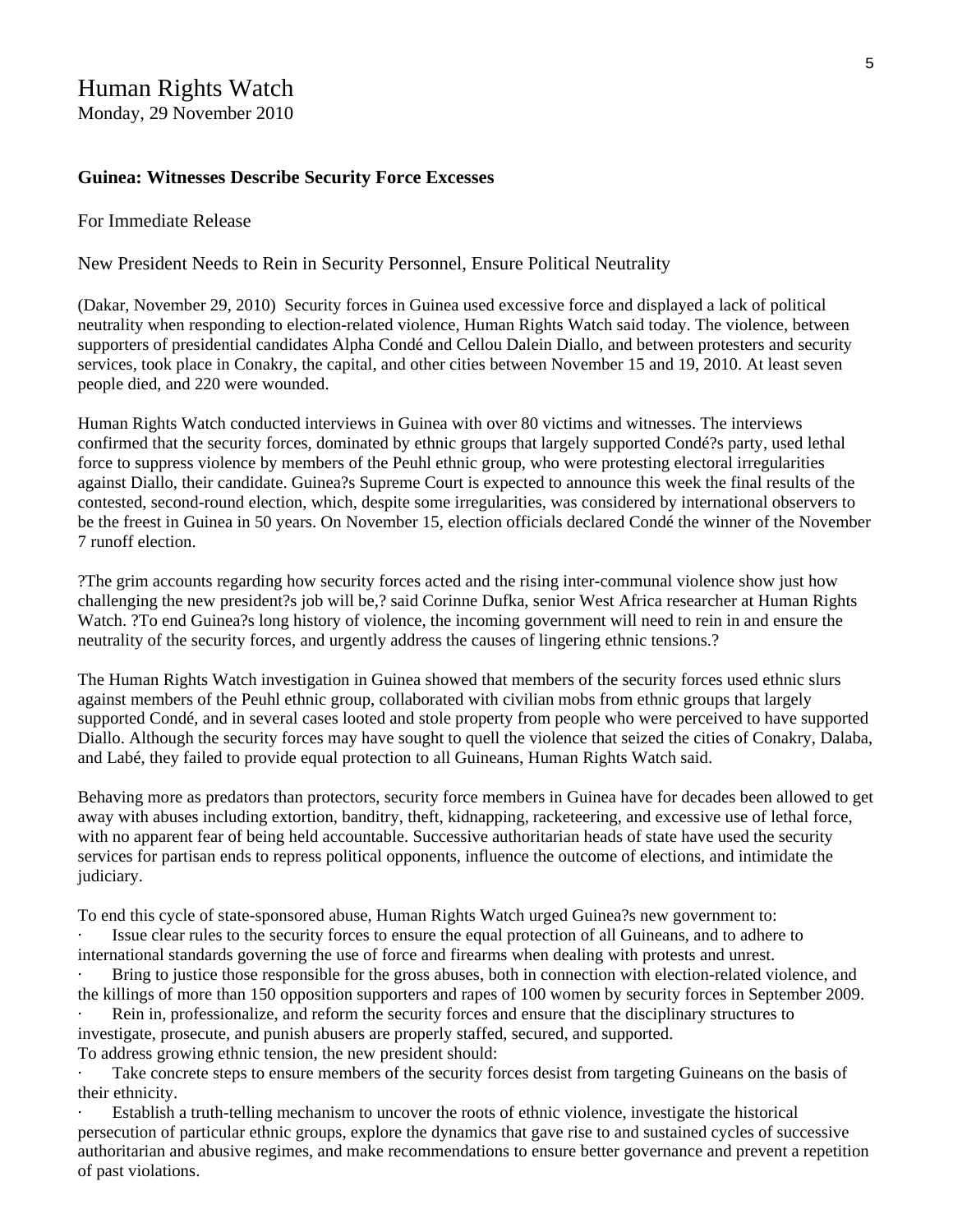# Human Rights Watch

Monday, 29 November 2010

**Guinea: Witnesses Describe Security Force Excesses**

For Immediate Release

New President Needs to Rein in Security Personnel, Ensure Political Neutrality

(Dakar, November 29, 2010) Security forces in Guinea used excessive force and displayed a lack of political neutrality when responding to election-related violence, Human Rights Watch said today. The violence, between supporters of presidential candidates Alpha Condé and Cellou Dalein Diallo, and between protesters and security services, took place in Conakry, the capital, and other cities between November 15 and 19, 2010. At least seven people died, and 220 were wounded.

Human Rights Watch conducted interviews in Guinea with over 80 victims and witnesses. The interviews confirmed that the security forces, dominated by ethnic groups that largely supported Condé?s party, used lethal force to suppress violence by members of the Peuhl ethnic group, who were protesting electoral irregularities against Diallo, their candidate. Guinea?s Supreme Court is expected to announce this week the final results of the contested, second-round election, which, despite some irregularities, was considered by international observers to be the freest in Guinea in 50 years. On November 15, election officials declared Condé the winner of the November 7 runoff election.

?The grim accounts regarding how security forces acted and the rising inter-communal violence show just how challenging the new president?s job will be,? said Corinne Dufka, senior West Africa researcher at Human Rights Watch. ?To end Guinea?s long history of violence, the incoming government will need to rein in and ensure the neutrality of the security forces, and urgently address the causes of lingering ethnic tensions.?

The Human Rights Watch investigation in Guinea showed that members of the security forces used ethnic slurs against members of the Peuhl ethnic group, collaborated with civilian mobs from ethnic groups that largely supported Condé, and in several cases looted and stole property from people who were perceived to have supported Diallo. Although the security forces may have sought to quell the violence that seized the cities of Conakry, Dalaba, and Labé, they failed to provide equal protection to all Guineans, Human Rights Watch said.

Behaving more as predators than protectors, security force members in Guinea have for decades been allowed to get away with abuses including extortion, banditry, theft, kidnapping, racketeering, and excessive use of lethal force, with no apparent fear of being held accountable. Successive authoritarian heads of state have used the security services for partisan ends to repress political opponents, influence the outcome of elections, and intimidate the judiciary.

To end this cycle of state-sponsored abuse, Human Rights Watch urged Guinea?s new government to:

- Issue clear rules to the security forces to ensure the equal protection of all Guineans, and to adhere to international standards governing the use of force and firearms when dealing with protests and unrest.
- Bring to justice those responsible for the gross abuses, both in connection with election-related violence, and the killings of more than 150 opposition supporters and rapes of 100 women by security forces in September 2009.
- Rein in, professionalize, and reform the security forces and ensure that the disciplinary structures to investigate, prosecute, and punish abusers are properly staffed, secured, and supported.

To address growing ethnic tension, the new president should:

- Take concrete steps to ensure members of the security forces desist from targeting Guineans on the basis of their ethnicity.
- Establish a truth-telling mechanism to uncover the roots of ethnic violence, investigate the historical persecution of particular ethnic groups, explore the dynamics that gave rise to and sustained cycles of successive authoritarian and abusive regimes, and make recommendations to ensure better governance and prevent a repetition of past violations.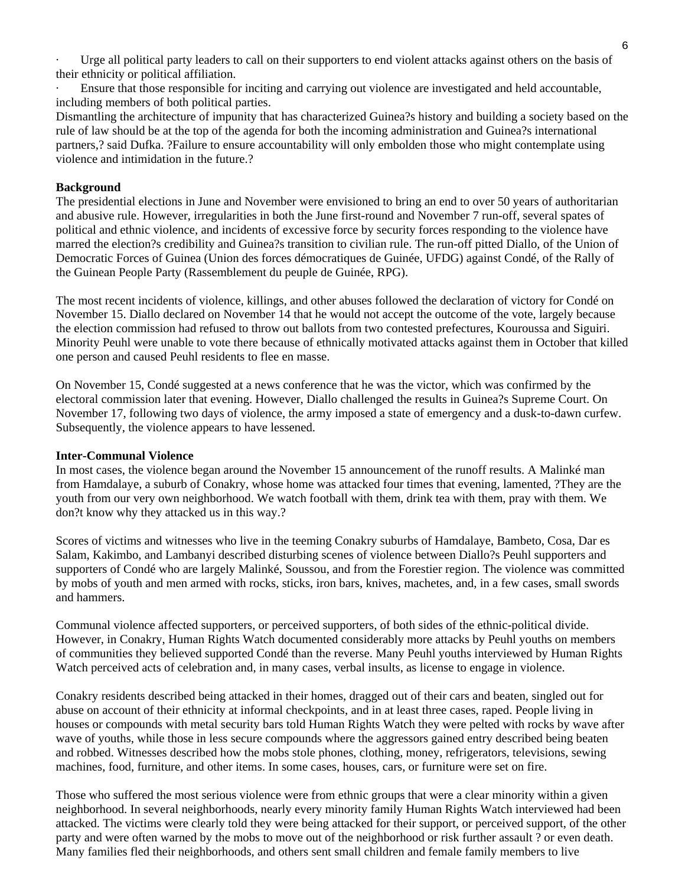· Urge all political party leaders to call on their supporters to end violent attacks against others on the basis of their ethnicity or political affiliation.

· Ensure that those responsible for inciting and carrying out violence are investigated and held accountable, including members of both political parties.

Dismantling the architecture of impunity that has characterized Guinea?s history and building a society based on the rule of law should be at the top of the agenda for both the incoming administration and Guinea?s international partners,? said Dufka. ?Failure to ensure accountability will only embolden those who might contemplate using violence and intimidation in the future.?

**Background**

The presidential elections in June and November were envisioned to bring an end to over 50 years of authoritarian and abusive rule. However, irregularities in both the June first-round and November 7 run-off, several spates of political and ethnic violence, and incidents of excessive force by security forces responding to the violence have marred the election?s credibility and Guinea?s transition to civilian rule. The run-off pitted Diallo, of the Union of Democratic Forces of Guinea (Union des forces démocratiques de Guinée, UFDG) against Condé, of the Rally of the Guinean People Party (Rassemblement du peuple de Guinée, RPG).

The most recent incidents of violence, killings, and other abuses followed the declaration of victory for Condé on November 15. Diallo declared on November 14 that he would not accept the outcome of the vote, largely because the election commission had refused to throw out ballots from two contested prefectures, Kouroussa and Siguiri. Minority Peuhl were unable to vote there because of ethnically motivated attacks against them in October that killed one person and caused Peuhl residents to flee en masse.

On November 15, Condé suggested at a news conference that he was the victor, which was confirmed by the electoral commission later that evening. However, Diallo challenged the results in Guinea?s Supreme Court. On November 17, following two days of violence, the army imposed a state of emergency and a dusk-to-dawn curfew. Subsequently, the violence appears to have lessened.

**Inter-Communal Violence**

In most cases, the violence began around the November 15 announcement of the runoff results. A Malinké man from Hamdalaye, a suburb of Conakry, whose home was attacked four times that evening, lamented, ?They are the youth from our very own neighborhood. We watch football with them, drink tea with them, pray with them. We don?t know why they attacked us in this way.?

Scores of victims and witnesses who live in the teeming Conakry suburbs of Hamdalaye, Bambeto, Cosa, Dar es Salam, Kakimbo, and Lambanyi described disturbing scenes of violence between Diallo?s Peuhl supporters and supporters of Condé who are largely Malinké, Soussou, and from the Forestier region. The violence was committed by mobs of youth and men armed with rocks, sticks, iron bars, knives, machetes, and, in a few cases, small swords and hammers.

Communal violence affected supporters, or perceived supporters, of both sides of the ethnic-political divide. However, in Conakry, Human Rights Watch documented considerably more attacks by Peuhl youths on members of communities they believed supported Condé than the reverse. Many Peuhl youths interviewed by Human Rights Watch perceived acts of celebration and, in many cases, verbal insults, as license to engage in violence.

Conakry residents described being attacked in their homes, dragged out of their cars and beaten, singled out for abuse on account of their ethnicity at informal checkpoints, and in at least three cases, raped. People living in houses or compounds with metal security bars told Human Rights Watch they were pelted with rocks by wave after wave of youths, while those in less secure compounds where the aggressors gained entry described being beaten and robbed. Witnesses described how the mobs stole phones, clothing, money, refrigerators, televisions, sewing machines, food, furniture, and other items. In some cases, houses, cars, or furniture were set on fire.

Those who suffered the most serious violence were from ethnic groups that were a clear minority within a given neighborhood. In several neighborhoods, nearly every minority family Human Rights Watch interviewed had been attacked. The victims were clearly told they were being attacked for their support, or perceived support, of the other party and were often warned by the mobs to move out of the neighborhood or risk further assault ? or even death. Many families fled their neighborhoods, and others sent small children and female family members to live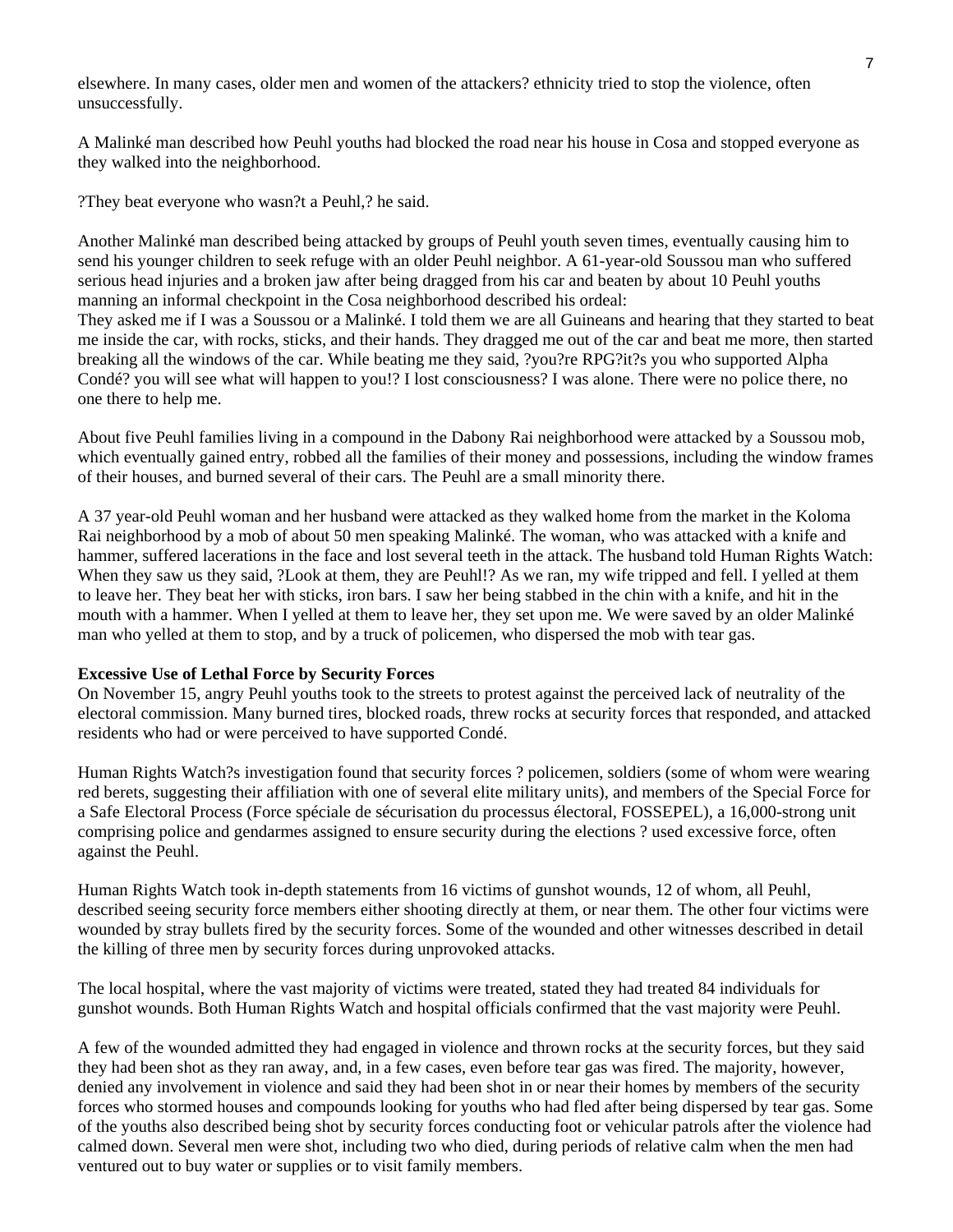elsewhere. In many cases, older men and women of the attackers? ethnicity tried to stop the violence, often unsuccessfully.

A Malinké man described how Peuhl youths had blocked the road near his house in Cosa and stopped everyone as they walked into the neighborhood.

?They beat everyone who wasn?t a Peuhl,? he said.

Another Malinké man described being attacked by groups of Peuhl youth seven times, eventually causing him to send his younger children to seek refuge with an older Peuhl neighbor. A 61-year-old Soussou man who suffered serious head injuries and a broken jaw after being dragged from his car and beaten by about 10 Peuhl youths manning an informal checkpoint in the Cosa neighborhood described his ordeal:
They asked me if I was a Soussou or a Malinké. I told them we are all Guineans and hearing that they started to beat me inside the car, with rocks, sticks, and their hands. They dragged me out of the car and beat me more, then started breaking all the windows of the car. While beating me they said, ?you?re RPG?it?s you who supported Alpha Condé? you will see what will happen to you!? I lost consciousness? I was alone. There were no police there, no one there to help me.

About five Peuhl families living in a compound in the Dabony Rai neighborhood were attacked by a Soussou mob, which eventually gained entry, robbed all the families of their money and possessions, including the window frames of their houses, and burned several of their cars. The Peuhl are a small minority there.

A 37 year-old Peuhl woman and her husband were attacked as they walked home from the market in the Koloma Rai neighborhood by a mob of about 50 men speaking Malinké. The woman, who was attacked with a knife and hammer, suffered lacerations in the face and lost several teeth in the attack. The husband told Human Rights Watch:
When they saw us they said, ?Look at them, they are Peuhl!? As we ran, my wife tripped and fell. I yelled at them to leave her. They beat her with sticks, iron bars. I saw her being stabbed in the chin with a knife, and hit in the mouth with a hammer. When I yelled at them to leave her, they set upon me. We were saved by an older Malinké man who yelled at them to stop, and by a truck of policemen, who dispersed the mob with tear gas.

**Excessive Use of Lethal Force by Security Forces**
On November 15, angry Peuhl youths took to the streets to protest against the perceived lack of neutrality of the electoral commission. Many burned tires, blocked roads, threw rocks at security forces that responded, and attacked residents who had or were perceived to have supported Condé.

Human Rights Watch?s investigation found that security forces ? policemen, soldiers (some of whom were wearing red berets, suggesting their affiliation with one of several elite military units), and members of the Special Force for a Safe Electoral Process (Force spéciale de sécurisation du processus électoral, FOSSEPEL), a 16,000-strong unit comprising police and gendarmes assigned to ensure security during the elections ? used excessive force, often against the Peuhl.

Human Rights Watch took in-depth statements from 16 victims of gunshot wounds, 12 of whom, all Peuhl, described seeing security force members either shooting directly at them, or near them. The other four victims were wounded by stray bullets fired by the security forces. Some of the wounded and other witnesses described in detail the killing of three men by security forces during unprovoked attacks.

The local hospital, where the vast majority of victims were treated, stated they had treated 84 individuals for gunshot wounds. Both Human Rights Watch and hospital officials confirmed that the vast majority were Peuhl.

A few of the wounded admitted they had engaged in violence and thrown rocks at the security forces, but they said they had been shot as they ran away, and, in a few cases, even before tear gas was fired. The majority, however, denied any involvement in violence and said they had been shot in or near their homes by members of the security forces who stormed houses and compounds looking for youths who had fled after being dispersed by tear gas. Some of the youths also described being shot by security forces conducting foot or vehicular patrols after the violence had calmed down. Several men were shot, including two who died, during periods of relative calm when the men had ventured out to buy water or supplies or to visit family members.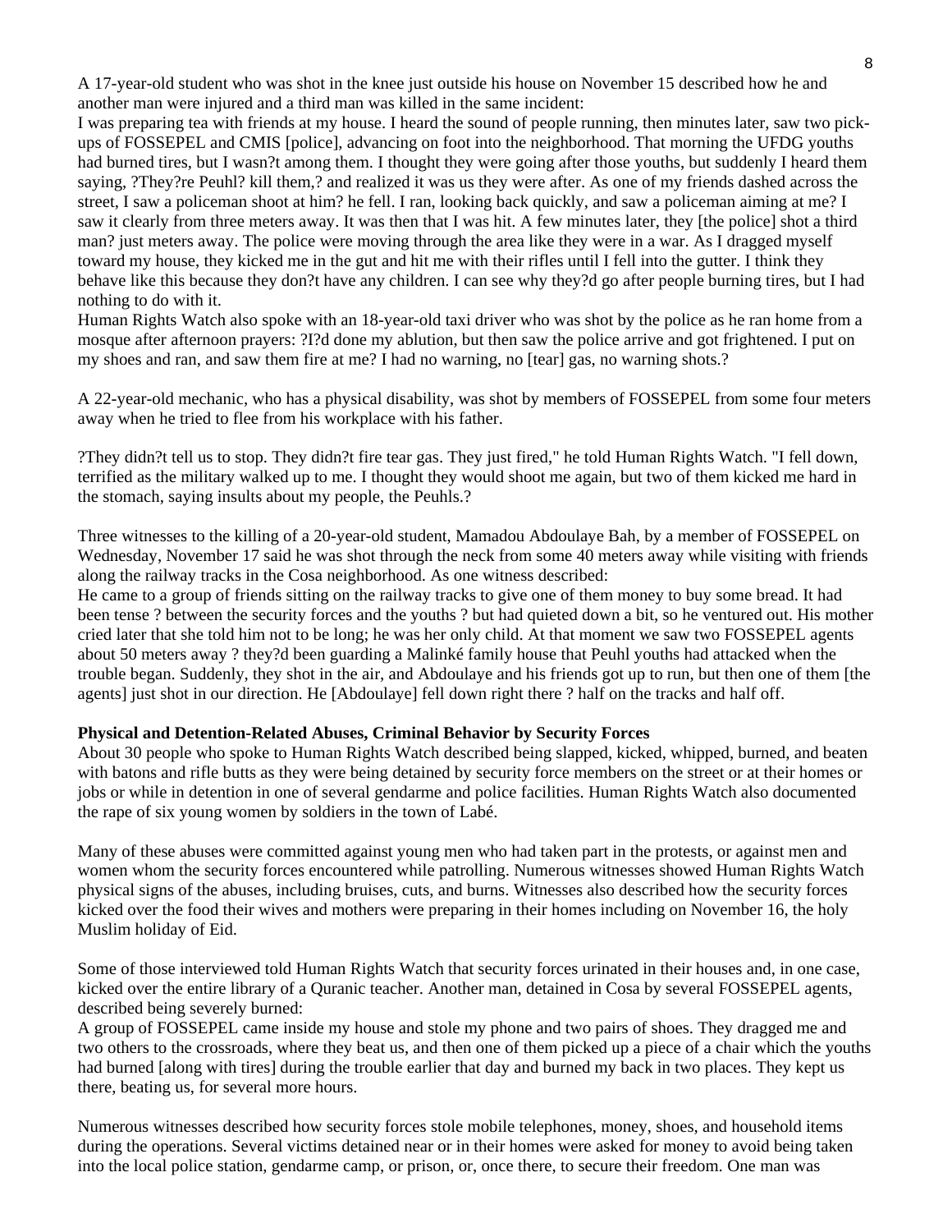A 17-year-old student who was shot in the knee just outside his house on November 15 described how he and another man were injured and a third man was killed in the same incident:

I was preparing tea with friends at my house. I heard the sound of people running, then minutes later, saw two pick-ups of FOSSEPEL and CMIS [police], advancing on foot into the neighborhood. That morning the UFDG youths had burned tires, but I wasn?t among them. I thought they were going after those youths, but suddenly I heard them saying, ?They?re Peuhl? kill them,? and realized it was us they were after. As one of my friends dashed across the street, I saw a policeman shoot at him? he fell. I ran, looking back quickly, and saw a policeman aiming at me? I saw it clearly from three meters away. It was then that I was hit. A few minutes later, they [the police] shot a third man? just meters away. The police were moving through the area like they were in a war. As I dragged myself toward my house, they kicked me in the gut and hit me with their rifles until I fell into the gutter. I think they behave like this because they don?t have any children. I can see why they?d go after people burning tires, but I had nothing to do with it.

Human Rights Watch also spoke with an 18-year-old taxi driver who was shot by the police as he ran home from a mosque after afternoon prayers: ?I?d done my ablution, but then saw the police arrive and got frightened. I put on my shoes and ran, and saw them fire at me? I had no warning, no [tear] gas, no warning shots.?

A 22-year-old mechanic, who has a physical disability, was shot by members of FOSSEPEL from some four meters away when he tried to flee from his workplace with his father.

?They didn?t tell us to stop. They didn?t fire tear gas. They just fired," he told Human Rights Watch. "I fell down, terrified as the military walked up to me. I thought they would shoot me again, but two of them kicked me hard in the stomach, saying insults about my people, the Peuhls.?

Three witnesses to the killing of a 20-year-old student, Mamadou Abdoulaye Bah, by a member of FOSSEPEL on Wednesday, November 17 said he was shot through the neck from some 40 meters away while visiting with friends along the railway tracks in the Cosa neighborhood. As one witness described:

He came to a group of friends sitting on the railway tracks to give one of them money to buy some bread. It had been tense ? between the security forces and the youths ? but had quieted down a bit, so he ventured out. His mother cried later that she told him not to be long; he was her only child. At that moment we saw two FOSSEPEL agents about 50 meters away ? they?d been guarding a Malinké family house that Peuhl youths had attacked when the trouble began. Suddenly, they shot in the air, and Abdoulaye and his friends got up to run, but then one of them [the agents] just shot in our direction. He [Abdoulaye] fell down right there ? half on the tracks and half off.

**Physical and Detention-Related Abuses, Criminal Behavior by Security Forces**

About 30 people who spoke to Human Rights Watch described being slapped, kicked, whipped, burned, and beaten with batons and rifle butts as they were being detained by security force members on the street or at their homes or jobs or while in detention in one of several gendarme and police facilities. Human Rights Watch also documented the rape of six young women by soldiers in the town of Labé.

Many of these abuses were committed against young men who had taken part in the protests, or against men and women whom the security forces encountered while patrolling. Numerous witnesses showed Human Rights Watch physical signs of the abuses, including bruises, cuts, and burns. Witnesses also described how the security forces kicked over the food their wives and mothers were preparing in their homes including on November 16, the holy Muslim holiday of Eid.

Some of those interviewed told Human Rights Watch that security forces urinated in their houses and, in one case, kicked over the entire library of a Quranic teacher. Another man, detained in Cosa by several FOSSEPEL agents, described being severely burned:

A group of FOSSEPEL came inside my house and stole my phone and two pairs of shoes. They dragged me and two others to the crossroads, where they beat us, and then one of them picked up a piece of a chair which the youths had burned [along with tires] during the trouble earlier that day and burned my back in two places. They kept us there, beating us, for several more hours.

Numerous witnesses described how security forces stole mobile telephones, money, shoes, and household items during the operations. Several victims detained near or in their homes were asked for money to avoid being taken into the local police station, gendarme camp, or prison, or, once there, to secure their freedom. One man was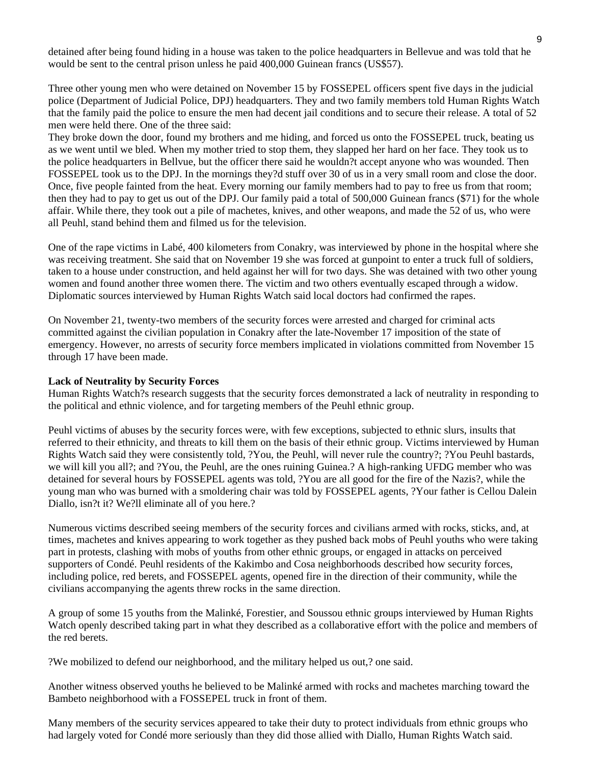detained after being found hiding in a house was taken to the police headquarters in Bellevue and was told that he would be sent to the central prison unless he paid 400,000 Guinean francs (US$57).

Three other young men who were detained on November 15 by FOSSEPEL officers spent five days in the judicial police (Department of Judicial Police, DPJ) headquarters. They and two family members told Human Rights Watch that the family paid the police to ensure the men had decent jail conditions and to secure their release. A total of 52 men were held there. One of the three said:

They broke down the door, found my brothers and me hiding, and forced us onto the FOSSEPEL truck, beating us as we went until we bled. When my mother tried to stop them, they slapped her hard on her face. They took us to the police headquarters in Bellvue, but the officer there said he wouldn?t accept anyone who was wounded. Then FOSSEPEL took us to the DPJ. In the mornings they?d stuff over 30 of us in a very small room and close the door. Once, five people fainted from the heat. Every morning our family members had to pay to free us from that room; then they had to pay to get us out of the DPJ. Our family paid a total of 500,000 Guinean francs ($71) for the whole affair. While there, they took out a pile of machetes, knives, and other weapons, and made the 52 of us, who were all Peuhl, stand behind them and filmed us for the television.

One of the rape victims in Labé, 400 kilometers from Conakry, was interviewed by phone in the hospital where she was receiving treatment. She said that on November 19 she was forced at gunpoint to enter a truck full of soldiers, taken to a house under construction, and held against her will for two days. She was detained with two other young women and found another three women there. The victim and two others eventually escaped through a widow. Diplomatic sources interviewed by Human Rights Watch said local doctors had confirmed the rapes.

On November 21, twenty-two members of the security forces were arrested and charged for criminal acts committed against the civilian population in Conakry after the late-November 17 imposition of the state of emergency. However, no arrests of security force members implicated in violations committed from November 15 through 17 have been made.

**Lack of Neutrality by Security Forces**

Human Rights Watch?s research suggests that the security forces demonstrated a lack of neutrality in responding to the political and ethnic violence, and for targeting members of the Peuhl ethnic group.

Peuhl victims of abuses by the security forces were, with few exceptions, subjected to ethnic slurs, insults that referred to their ethnicity, and threats to kill them on the basis of their ethnic group. Victims interviewed by Human Rights Watch said they were consistently told, ?You, the Peuhl, will never rule the country?; ?You Peuhl bastards, we will kill you all?; and ?You, the Peuhl, are the ones ruining Guinea.? A high-ranking UFDG member who was detained for several hours by FOSSEPEL agents was told, ?You are all good for the fire of the Nazis?, while the young man who was burned with a smoldering chair was told by FOSSEPEL agents, ?Your father is Cellou Dalein Diallo, isn?t it? We?ll eliminate all of you here.?

Numerous victims described seeing members of the security forces and civilians armed with rocks, sticks, and, at times, machetes and knives appearing to work together as they pushed back mobs of Peuhl youths who were taking part in protests, clashing with mobs of youths from other ethnic groups, or engaged in attacks on perceived supporters of Condé. Peuhl residents of the Kakimbo and Cosa neighborhoods described how security forces, including police, red berets, and FOSSEPEL agents, opened fire in the direction of their community, while the civilians accompanying the agents threw rocks in the same direction.

A group of some 15 youths from the Malinké, Forestier, and Soussou ethnic groups interviewed by Human Rights Watch openly described taking part in what they described as a collaborative effort with the police and members of the red berets.

?We mobilized to defend our neighborhood, and the military helped us out,? one said.

Another witness observed youths he believed to be Malinké armed with rocks and machetes marching toward the Bambeto neighborhood with a FOSSEPEL truck in front of them.

Many members of the security services appeared to take their duty to protect individuals from ethnic groups who had largely voted for Condé more seriously than they did those allied with Diallo, Human Rights Watch said.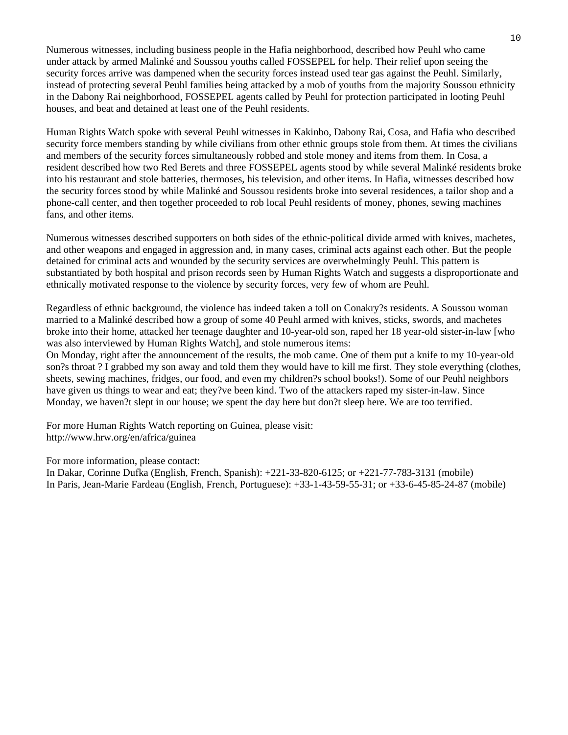Numerous witnesses, including business people in the Hafia neighborhood, described how Peuhl who came under attack by armed Malinké and Soussou youths called FOSSEPEL for help. Their relief upon seeing the security forces arrive was dampened when the security forces instead used tear gas against the Peuhl. Similarly, instead of protecting several Peuhl families being attacked by a mob of youths from the majority Soussou ethnicity in the Dabony Rai neighborhood, FOSSEPEL agents called by Peuhl for protection participated in looting Peuhl houses, and beat and detained at least one of the Peuhl residents.

Human Rights Watch spoke with several Peuhl witnesses in Kakinbo, Dabony Rai, Cosa, and Hafia who described security force members standing by while civilians from other ethnic groups stole from them. At times the civilians and members of the security forces simultaneously robbed and stole money and items from them. In Cosa, a resident described how two Red Berets and three FOSSEPEL agents stood by while several Malinké residents broke into his restaurant and stole batteries, thermoses, his television, and other items. In Hafia, witnesses described how the security forces stood by while Malinké and Soussou residents broke into several residences, a tailor shop and a phone-call center, and then together proceeded to rob local Peuhl residents of money, phones, sewing machines fans, and other items.

Numerous witnesses described supporters on both sides of the ethnic-political divide armed with knives, machetes, and other weapons and engaged in aggression and, in many cases, criminal acts against each other. But the people detained for criminal acts and wounded by the security services are overwhelmingly Peuhl. This pattern is substantiated by both hospital and prison records seen by Human Rights Watch and suggests a disproportionate and ethnically motivated response to the violence by security forces, very few of whom are Peuhl.

Regardless of ethnic background, the violence has indeed taken a toll on Conakry?s residents. A Soussou woman married to a Malinké described how a group of some 40 Peuhl armed with knives, sticks, swords, and machetes broke into their home, attacked her teenage daughter and 10-year-old son, raped her 18 year-old sister-in-law [who was also interviewed by Human Rights Watch], and stole numerous items:
On Monday, right after the announcement of the results, the mob came. One of them put a knife to my 10-year-old son?s throat ? I grabbed my son away and told them they would have to kill me first. They stole everything (clothes, sheets, sewing machines, fridges, our food, and even my children?s school books!). Some of our Peuhl neighbors have given us things to wear and eat; they?ve been kind. Two of the attackers raped my sister-in-law. Since Monday, we haven?t slept in our house; we spent the day here but don?t sleep here. We are too terrified.

For more Human Rights Watch reporting on Guinea, please visit:
http://www.hrw.org/en/africa/guinea

For more information, please contact:
In Dakar, Corinne Dufka (English, French, Spanish): +221-33-820-6125; or +221-77-783-3131 (mobile)
In Paris, Jean-Marie Fardeau (English, French, Portuguese): +33-1-43-59-55-31; or +33-6-45-85-24-87 (mobile)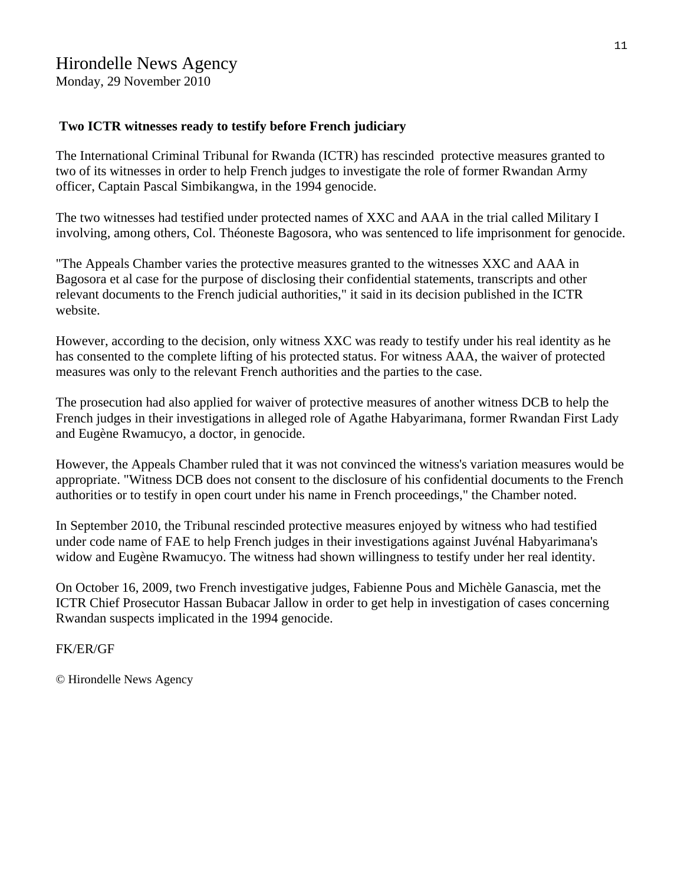Hirondelle News Agency
Monday, 29 November 2010

**Two ICTR witnesses ready to testify before French judiciary**

The International Criminal Tribunal for Rwanda (ICTR) has rescinded protective measures granted to two of its witnesses in order to help French judges to investigate the role of former Rwandan Army officer, Captain Pascal Simbikangwa, in the 1994 genocide.

The two witnesses had testified under protected names of XXC and AAA in the trial called Military I involving, among others, Col. Théoneste Bagosora, who was sentenced to life imprisonment for genocide.

"The Appeals Chamber varies the protective measures granted to the witnesses XXC and AAA in Bagosora et al case for the purpose of disclosing their confidential statements, transcripts and other relevant documents to the French judicial authorities," it said in its decision published in the ICTR website.

However, according to the decision, only witness XXC was ready to testify under his real identity as he has consented to the complete lifting of his protected status. For witness AAA, the waiver of protected measures was only to the relevant French authorities and the parties to the case.

The prosecution had also applied for waiver of protective measures of another witness DCB to help the French judges in their investigations in alleged role of Agathe Habyarimana, former Rwandan First Lady and Eugène Rwamucyo, a doctor, in genocide.

However, the Appeals Chamber ruled that it was not convinced the witness's variation measures would be appropriate. "Witness DCB does not consent to the disclosure of his confidential documents to the French authorities or to testify in open court under his name in French proceedings," the Chamber noted.

In September 2010, the Tribunal rescinded protective measures enjoyed by witness who had testified under code name of FAE to help French judges in their investigations against Juvénal Habyarimana's widow and Eugène Rwamucyo. The witness had shown willingness to testify under her real identity.

On October 16, 2009, two French investigative judges, Fabienne Pous and Michèle Ganascia, met the ICTR Chief Prosecutor Hassan Bubacar Jallow in order to get help in investigation of cases concerning Rwandan suspects implicated in the 1994 genocide.

FK/ER/GF

© Hirondelle News Agency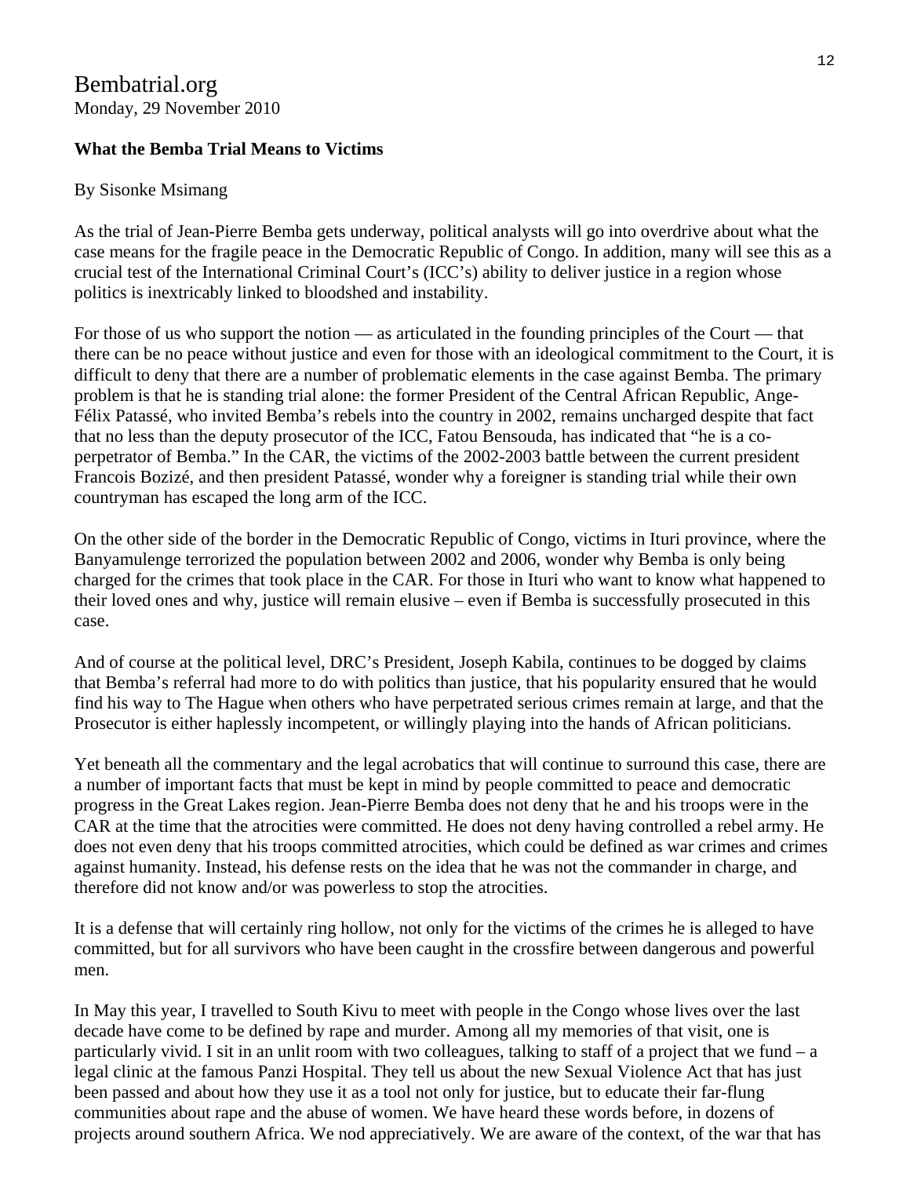Bembatrial.org
Monday, 29 November 2010

**What the Bemba Trial Means to Victims**

By Sisonke Msimang

As the trial of Jean-Pierre Bemba gets underway, political analysts will go into overdrive about what the case means for the fragile peace in the Democratic Republic of Congo. In addition, many will see this as a crucial test of the International Criminal Court's (ICC's) ability to deliver justice in a region whose politics is inextricably linked to bloodshed and instability.

For those of us who support the notion — as articulated in the founding principles of the Court — that there can be no peace without justice and even for those with an ideological commitment to the Court, it is difficult to deny that there are a number of problematic elements in the case against Bemba. The primary problem is that he is standing trial alone: the former President of the Central African Republic, Ange-Félix Patassé, who invited Bemba's rebels into the country in 2002, remains uncharged despite that fact that no less than the deputy prosecutor of the ICC, Fatou Bensouda, has indicated that "he is a co-perpetrator of Bemba." In the CAR, the victims of the 2002-2003 battle between the current president Francois Bozizé, and then president Patassé, wonder why a foreigner is standing trial while their own countryman has escaped the long arm of the ICC.

On the other side of the border in the Democratic Republic of Congo, victims in Ituri province, where the Banyamulenge terrorized the population between 2002 and 2006, wonder why Bemba is only being charged for the crimes that took place in the CAR. For those in Ituri who want to know what happened to their loved ones and why, justice will remain elusive – even if Bemba is successfully prosecuted in this case.

And of course at the political level, DRC's President, Joseph Kabila, continues to be dogged by claims that Bemba's referral had more to do with politics than justice, that his popularity ensured that he would find his way to The Hague when others who have perpetrated serious crimes remain at large, and that the Prosecutor is either haplessly incompetent, or willingly playing into the hands of African politicians.

Yet beneath all the commentary and the legal acrobatics that will continue to surround this case, there are a number of important facts that must be kept in mind by people committed to peace and democratic progress in the Great Lakes region. Jean-Pierre Bemba does not deny that he and his troops were in the CAR at the time that the atrocities were committed. He does not deny having controlled a rebel army. He does not even deny that his troops committed atrocities, which could be defined as war crimes and crimes against humanity. Instead, his defense rests on the idea that he was not the commander in charge, and therefore did not know and/or was powerless to stop the atrocities.

It is a defense that will certainly ring hollow, not only for the victims of the crimes he is alleged to have committed, but for all survivors who have been caught in the crossfire between dangerous and powerful men.

In May this year, I travelled to South Kivu to meet with people in the Congo whose lives over the last decade have come to be defined by rape and murder. Among all my memories of that visit, one is particularly vivid. I sit in an unlit room with two colleagues, talking to staff of a project that we fund – a legal clinic at the famous Panzi Hospital. They tell us about the new Sexual Violence Act that has just been passed and about how they use it as a tool not only for justice, but to educate their far-flung communities about rape and the abuse of women. We have heard these words before, in dozens of projects around southern Africa. We nod appreciatively. We are aware of the context, of the war that has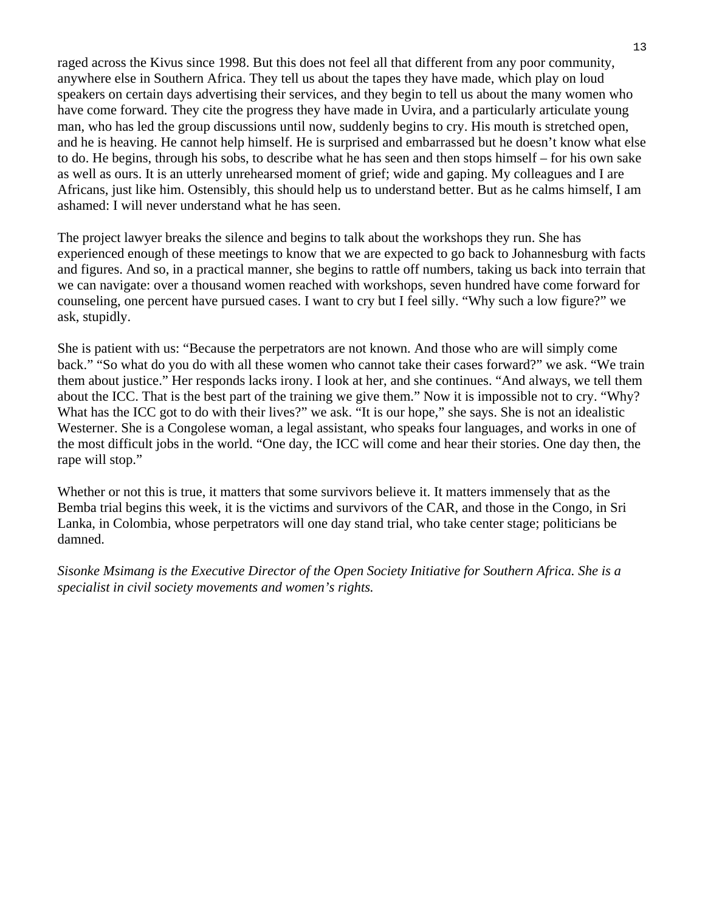raged across the Kivus since 1998. But this does not feel all that different from any poor community, anywhere else in Southern Africa. They tell us about the tapes they have made, which play on loud speakers on certain days advertising their services, and they begin to tell us about the many women who have come forward. They cite the progress they have made in Uvira, and a particularly articulate young man, who has led the group discussions until now, suddenly begins to cry. His mouth is stretched open, and he is heaving. He cannot help himself. He is surprised and embarrassed but he doesn't know what else to do. He begins, through his sobs, to describe what he has seen and then stops himself – for his own sake as well as ours. It is an utterly unrehearsed moment of grief; wide and gaping. My colleagues and I are Africans, just like him. Ostensibly, this should help us to understand better. But as he calms himself, I am ashamed: I will never understand what he has seen.

The project lawyer breaks the silence and begins to talk about the workshops they run. She has experienced enough of these meetings to know that we are expected to go back to Johannesburg with facts and figures. And so, in a practical manner, she begins to rattle off numbers, taking us back into terrain that we can navigate: over a thousand women reached with workshops, seven hundred have come forward for counseling, one percent have pursued cases. I want to cry but I feel silly. "Why such a low figure?" we ask, stupidly.

She is patient with us: "Because the perpetrators are not known. And those who are will simply come back." "So what do you do with all these women who cannot take their cases forward?" we ask. "We train them about justice." Her responds lacks irony. I look at her, and she continues. "And always, we tell them about the ICC. That is the best part of the training we give them." Now it is impossible not to cry. "Why? What has the ICC got to do with their lives?" we ask. "It is our hope," she says. She is not an idealistic Westerner. She is a Congolese woman, a legal assistant, who speaks four languages, and works in one of the most difficult jobs in the world. "One day, the ICC will come and hear their stories. One day then, the rape will stop."

Whether or not this is true, it matters that some survivors believe it. It matters immensely that as the Bemba trial begins this week, it is the victims and survivors of the CAR, and those in the Congo, in Sri Lanka, in Colombia, whose perpetrators will one day stand trial, who take center stage; politicians be damned.

*Sisonke Msimang is the Executive Director of the Open Society Initiative for Southern Africa. She is a specialist in civil society movements and women's rights.*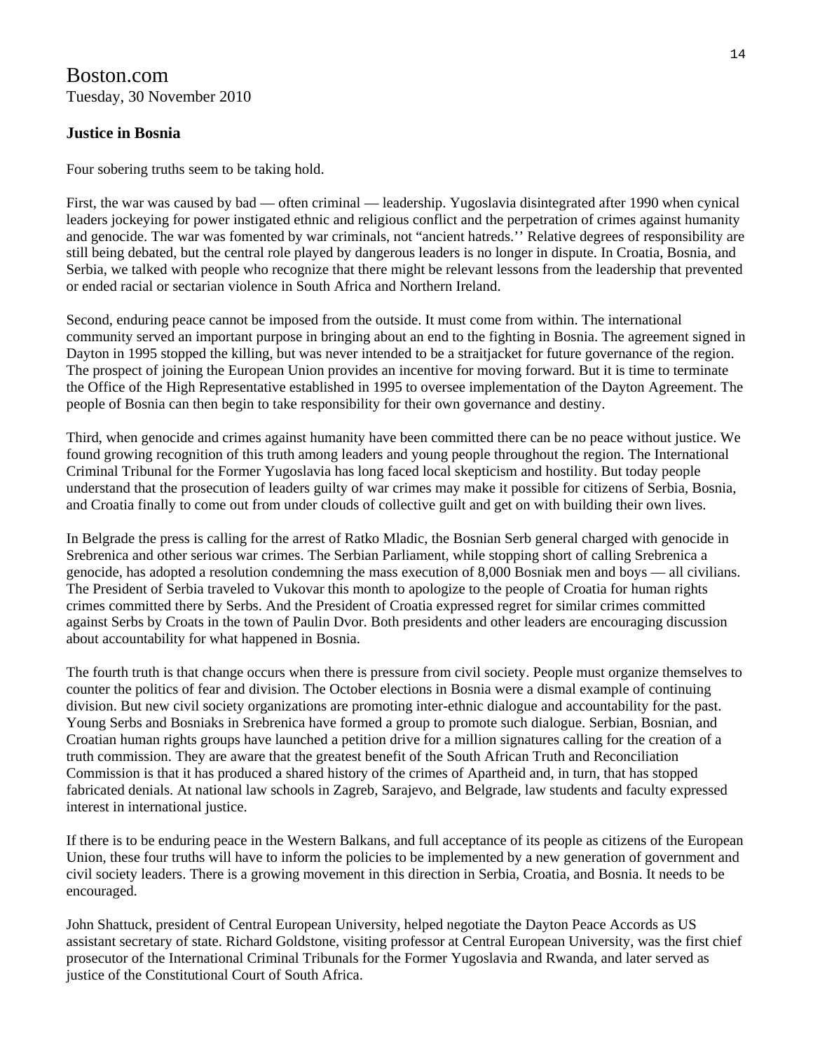Boston.com
Tuesday, 30 November 2010

## Justice in Bosnia

Four sobering truths seem to be taking hold.

First, the war was caused by bad — often criminal — leadership. Yugoslavia disintegrated after 1990 when cynical leaders jockeying for power instigated ethnic and religious conflict and the perpetration of crimes against humanity and genocide. The war was fomented by war criminals, not "ancient hatreds.'' Relative degrees of responsibility are still being debated, but the central role played by dangerous leaders is no longer in dispute. In Croatia, Bosnia, and Serbia, we talked with people who recognize that there might be relevant lessons from the leadership that prevented or ended racial or sectarian violence in South Africa and Northern Ireland.

Second, enduring peace cannot be imposed from the outside. It must come from within. The international community served an important purpose in bringing about an end to the fighting in Bosnia. The agreement signed in Dayton in 1995 stopped the killing, but was never intended to be a straitjacket for future governance of the region. The prospect of joining the European Union provides an incentive for moving forward. But it is time to terminate the Office of the High Representative established in 1995 to oversee implementation of the Dayton Agreement. The people of Bosnia can then begin to take responsibility for their own governance and destiny.

Third, when genocide and crimes against humanity have been committed there can be no peace without justice. We found growing recognition of this truth among leaders and young people throughout the region. The International Criminal Tribunal for the Former Yugoslavia has long faced local skepticism and hostility. But today people understand that the prosecution of leaders guilty of war crimes may make it possible for citizens of Serbia, Bosnia, and Croatia finally to come out from under clouds of collective guilt and get on with building their own lives.

In Belgrade the press is calling for the arrest of Ratko Mladic, the Bosnian Serb general charged with genocide in Srebrenica and other serious war crimes. The Serbian Parliament, while stopping short of calling Srebrenica a genocide, has adopted a resolution condemning the mass execution of 8,000 Bosniak men and boys — all civilians. The President of Serbia traveled to Vukovar this month to apologize to the people of Croatia for human rights crimes committed there by Serbs. And the President of Croatia expressed regret for similar crimes committed against Serbs by Croats in the town of Paulin Dvor. Both presidents and other leaders are encouraging discussion about accountability for what happened in Bosnia.

The fourth truth is that change occurs when there is pressure from civil society. People must organize themselves to counter the politics of fear and division. The October elections in Bosnia were a dismal example of continuing division. But new civil society organizations are promoting inter-ethnic dialogue and accountability for the past. Young Serbs and Bosniaks in Srebrenica have formed a group to promote such dialogue. Serbian, Bosnian, and Croatian human rights groups have launched a petition drive for a million signatures calling for the creation of a truth commission. They are aware that the greatest benefit of the South African Truth and Reconciliation Commission is that it has produced a shared history of the crimes of Apartheid and, in turn, that has stopped fabricated denials. At national law schools in Zagreb, Sarajevo, and Belgrade, law students and faculty expressed interest in international justice.

If there is to be enduring peace in the Western Balkans, and full acceptance of its people as citizens of the European Union, these four truths will have to inform the policies to be implemented by a new generation of government and civil society leaders. There is a growing movement in this direction in Serbia, Croatia, and Bosnia. It needs to be encouraged.

John Shattuck, president of Central European University, helped negotiate the Dayton Peace Accords as US assistant secretary of state. Richard Goldstone, visiting professor at Central European University, was the first chief prosecutor of the International Criminal Tribunals for the Former Yugoslavia and Rwanda, and later served as justice of the Constitutional Court of South Africa.